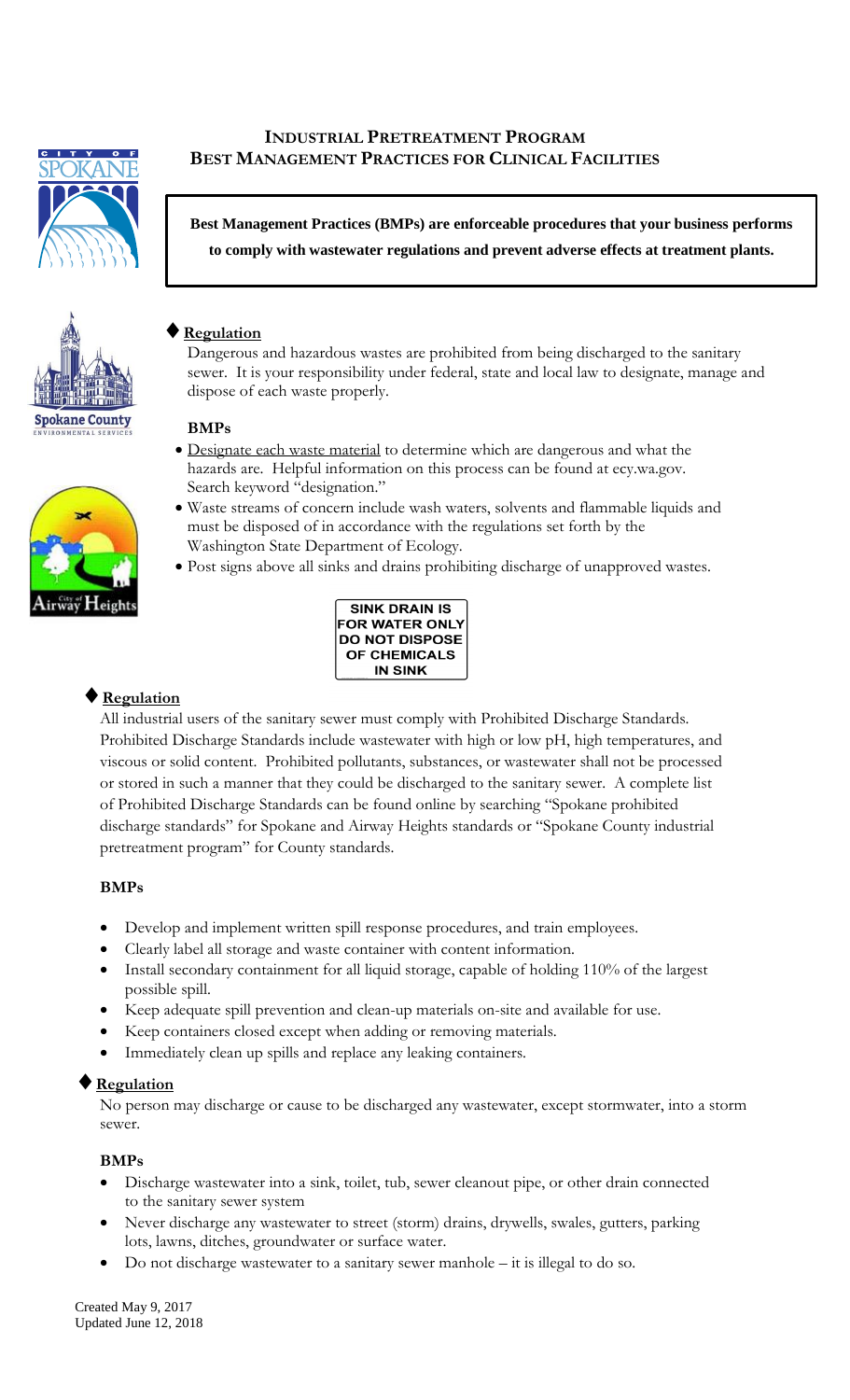# Industrial Pretreatment Program
# Best Management Practices for Clinical Facilities

**Best Management Practices (BMPs) are enforceable procedures that your business performs to comply with wastewater regulations and prevent adverse effects at treatment plants.**

## ♦ Regulation

Dangerous and hazardous wastes are prohibited from being discharged to the sanitary sewer. It is your responsibility under federal, state and local law to designate, manage and dispose of each waste properly.

### BMPs

- Designate each waste material to determine which are dangerous and what the hazards are. Helpful information on this process can be found at ecy.wa.gov. Search keyword "designation."
- Waste streams of concern include wash waters, solvents and flammable liquids and must be disposed of in accordance with the regulations set forth by the Washington State Department of Ecology.
- Post signs above all sinks and drains prohibiting discharge of unapproved wastes.

**SINK DRAIN IS FOR WATER ONLY DO NOT DISPOSE OF CHEMICALS IN SINK**

## ♦ Regulation

All industrial users of the sanitary sewer must comply with Prohibited Discharge Standards. Prohibited Discharge Standards include wastewater with high or low pH, high temperatures, and viscous or solid content. Prohibited pollutants, substances, or wastewater shall not be processed or stored in such a manner that they could be discharged to the sanitary sewer. A complete list of Prohibited Discharge Standards can be found online by searching "Spokane prohibited discharge standards" for Spokane and Airway Heights standards or "Spokane County industrial pretreatment program" for County standards.

### BMPs

- Develop and implement written spill response procedures, and train employees.
- Clearly label all storage and waste container with content information.
- Install secondary containment for all liquid storage, capable of holding 110% of the largest possible spill.
- Keep adequate spill prevention and clean-up materials on-site and available for use.
- Keep containers closed except when adding or removing materials.
- Immediately clean up spills and replace any leaking containers.

## ♦ Regulation

No person may discharge or cause to be discharged any wastewater, except stormwater, into a storm sewer.

### BMPs

- Discharge wastewater into a sink, toilet, tub, sewer cleanout pipe, or other drain connected to the sanitary sewer system
- Never discharge any wastewater to street (storm) drains, drywells, swales, gutters, parking lots, lawns, ditches, groundwater or surface water.
- Do not discharge wastewater to a sanitary sewer manhole – it is illegal to do so.

Created May 9, 2017
Updated June 12, 2018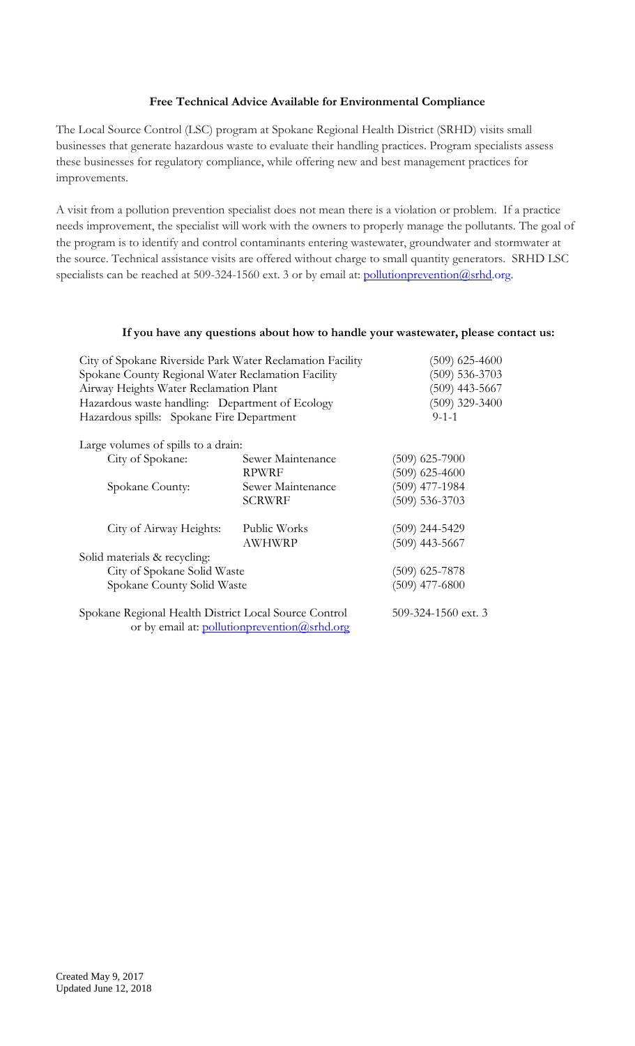**Free Technical Advice Available for Environmental Compliance**

The Local Source Control (LSC) program at Spokane Regional Health District (SRHD) visits small businesses that generate hazardous waste to evaluate their handling practices. Program specialists assess these businesses for regulatory compliance, while offering new and best management practices for improvements.

A visit from a pollution prevention specialist does not mean there is a violation or problem. If a practice needs improvement, the specialist will work with the owners to properly manage the pollutants. The goal of the program is to identify and control contaminants entering wastewater, groundwater and stormwater at the source. Technical assistance visits are offered without charge to small quantity generators. SRHD LSC specialists can be reached at 509-324-1560 ext. 3 or by email at: pollutionprevention@srhd.org.

**If you have any questions about how to handle your wastewater, please contact us:**

| | | |
|---|---|---|
| City of Spokane Riverside Park Water Reclamation Facility | | (509) 625-4600 |
| Spokane County Regional Water Reclamation Facility | | (509) 536-3703 |
| Airway Heights Water Reclamation Plant | | (509) 443-5667 |
| Hazardous waste handling: Department of Ecology | | (509) 329-3400 |
| Hazardous spills: Spokane Fire Department | | 9-1-1 |
| Large volumes of spills to a drain: | | |
| City of Spokane: | Sewer Maintenance | (509) 625-7900 |
| | RPWRF | (509) 625-4600 |
| Spokane County: | Sewer Maintenance | (509) 477-1984 |
| | SCRWRF | (509) 536-3703 |
| City of Airway Heights: | Public Works | (509) 244-5429 |
| | AWHWRP | (509) 443-5667 |
| Solid materials & recycling: | | |
| City of Spokane Solid Waste | | (509) 625-7878 |
| Spokane County Solid Waste | | (509) 477-6800 |
| Spokane Regional Health District Local Source Control or by email at: pollutionprevention@srhd.org | | 509-324-1560 ext. 3 |

Created May 9, 2017
Updated June 12, 2018